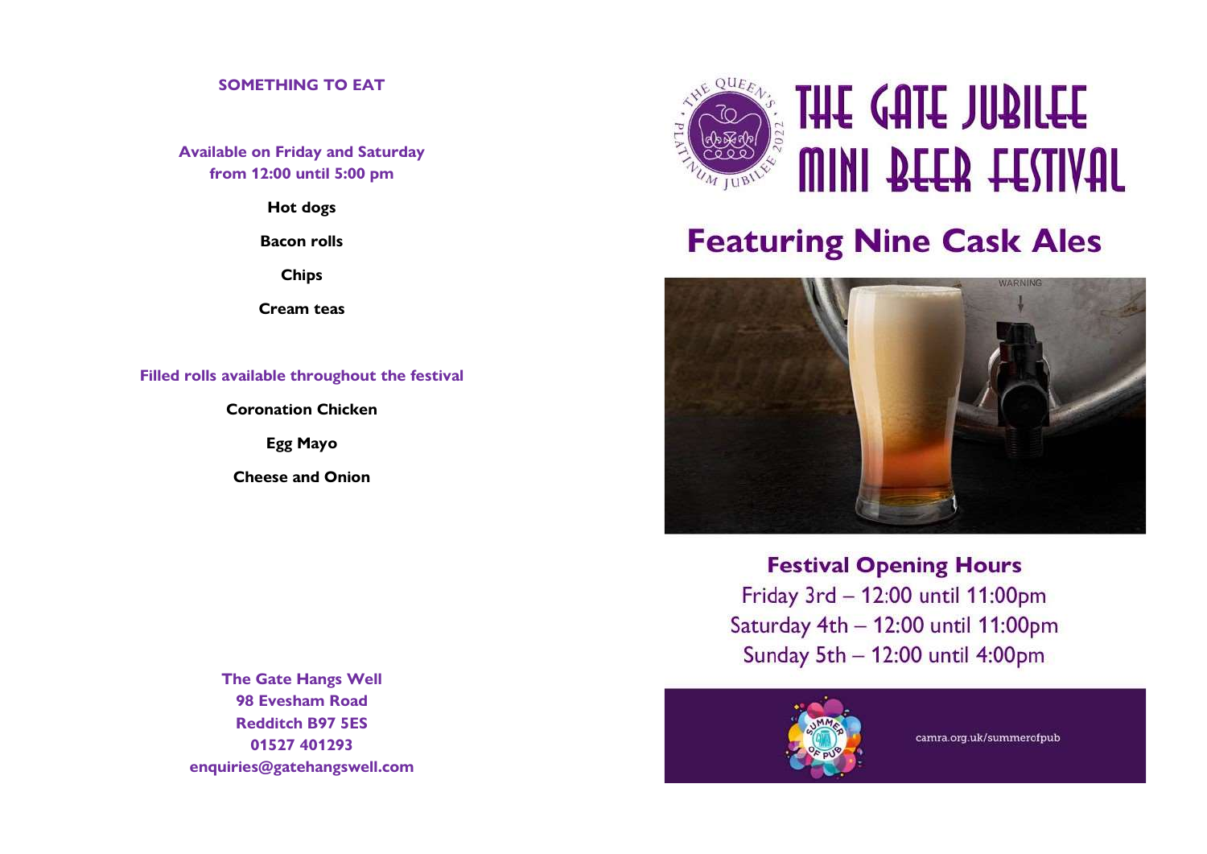## SOMETHING TO EAT

**Available on Friday and Saturday from 12:00 until 5:00 pm**

**Hot dogs**

**Bacon rolls**

**Chips**

**Cream teas**

**Filled rolls available throughout the festival**

**Coronation Chicken**

**Egg Mayo**

**Cheese and Onion**

**The Gate Hangs Well**
**98 Evesham Road**
**Redditch B97 5ES**
**01527 401293**
**enquiries@gatehangswell.com**

# THE GATE JUBILEE MINI BEER FESTIVAL

## Featuring Nine Cask Ales

### Festival Opening Hours

Friday 3rd – 12:00 until 11:00pm
Saturday 4th – 12:00 until 11:00pm
Sunday 5th – 12:00 until 4:00pm

camra.org.uk/summerofpub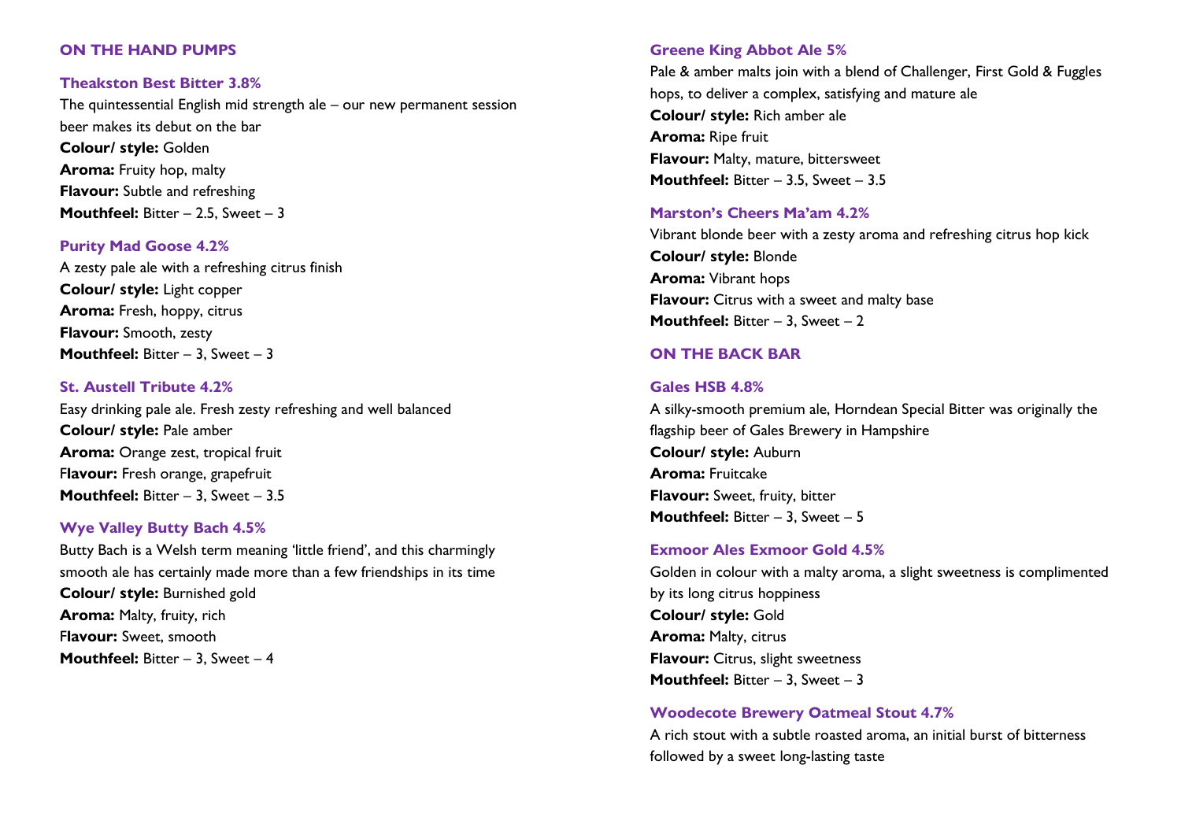## ON THE HAND PUMPS

### Theakston Best Bitter 3.8%

The quintessential English mid strength ale – our new permanent session beer makes its debut on the bar

**Colour/ style:** Golden
**Aroma:** Fruity hop, malty
**Flavour:** Subtle and refreshing
**Mouthfeel:** Bitter – 2.5, Sweet – 3

### Purity Mad Goose 4.2%

A zesty pale ale with a refreshing citrus finish

**Colour/ style:** Light copper
**Aroma:** Fresh, hoppy, citrus
**Flavour:** Smooth, zesty
**Mouthfeel:** Bitter – 3, Sweet – 3

### St. Austell Tribute 4.2%

Easy drinking pale ale. Fresh zesty refreshing and well balanced

**Colour/ style:** Pale amber
**Aroma:** Orange zest, tropical fruit
**Flavour:** Fresh orange, grapefruit
**Mouthfeel:** Bitter – 3, Sweet – 3.5

### Wye Valley Butty Bach 4.5%

Butty Bach is a Welsh term meaning 'little friend', and this charmingly smooth ale has certainly made more than a few friendships in its time

**Colour/ style:** Burnished gold
**Aroma:** Malty, fruity, rich
**Flavour:** Sweet, smooth
**Mouthfeel:** Bitter – 3, Sweet – 4

### Greene King Abbot Ale 5%

Pale & amber malts join with a blend of Challenger, First Gold & Fuggles hops, to deliver a complex, satisfying and mature ale

**Colour/ style:** Rich amber ale
**Aroma:** Ripe fruit
**Flavour:** Malty, mature, bittersweet
**Mouthfeel:** Bitter – 3.5, Sweet – 3.5

### Marston's Cheers Ma'am 4.2%

Vibrant blonde beer with a zesty aroma and refreshing citrus hop kick

**Colour/ style:** Blonde
**Aroma:** Vibrant hops
**Flavour:** Citrus with a sweet and malty base
**Mouthfeel:** Bitter – 3, Sweet – 2

## ON THE BACK BAR

### Gales HSB 4.8%

A silky-smooth premium ale, Horndean Special Bitter was originally the flagship beer of Gales Brewery in Hampshire

**Colour/ style:** Auburn
**Aroma:** Fruitcake
**Flavour:** Sweet, fruity, bitter
**Mouthfeel:** Bitter – 3, Sweet – 5

### Exmoor Ales Exmoor Gold 4.5%

Golden in colour with a malty aroma, a slight sweetness is complimented by its long citrus hoppiness

**Colour/ style:** Gold
**Aroma:** Malty, citrus
**Flavour:** Citrus, slight sweetness
**Mouthfeel:** Bitter – 3, Sweet – 3

### Woodecote Brewery Oatmeal Stout 4.7%

A rich stout with a subtle roasted aroma, an initial burst of bitterness followed by a sweet long-lasting taste